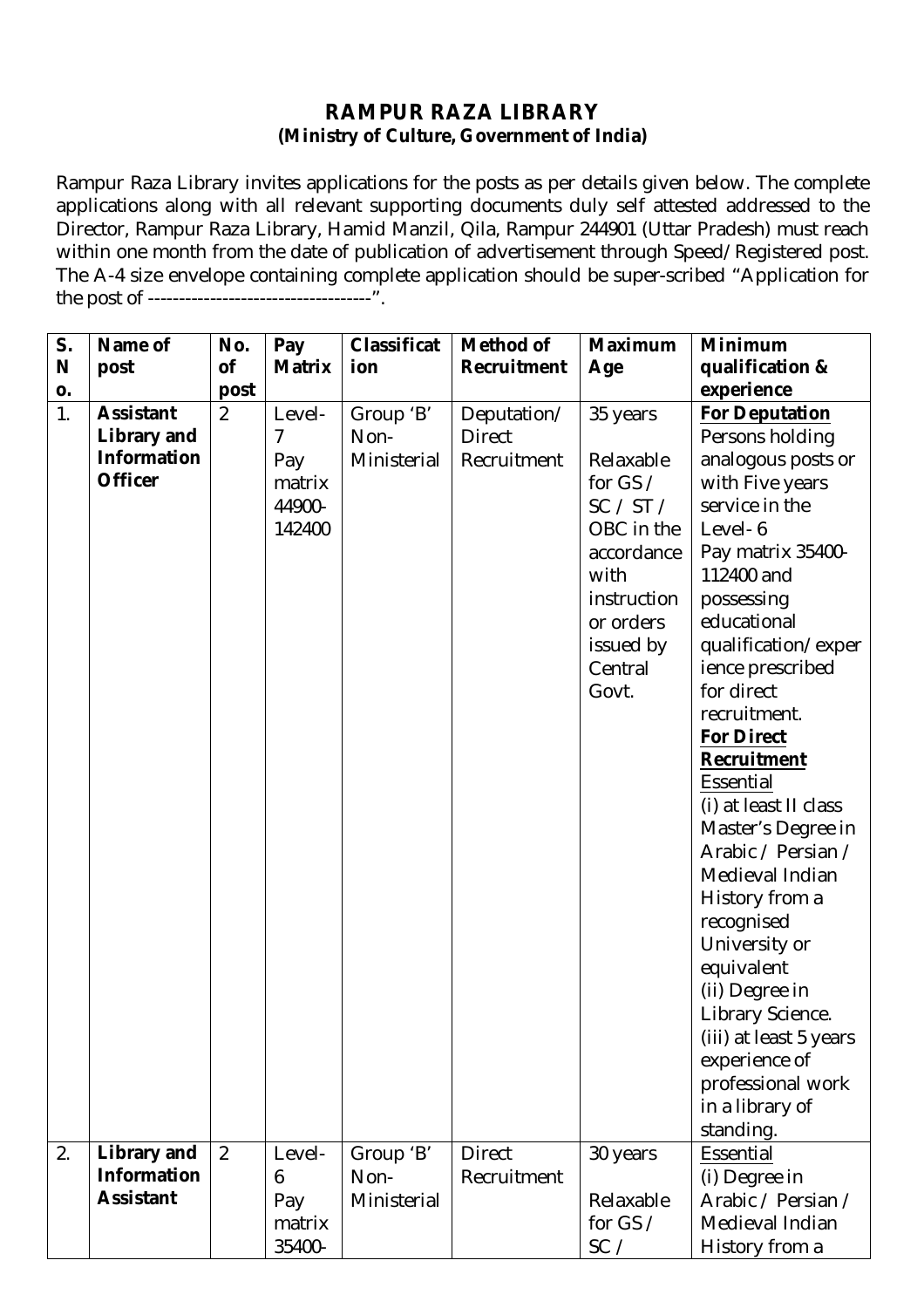# RAMPUR RAZA LIBRARY

## (Ministry of Culture, Government of India)

Rampur Raza Library invites applications for the posts as per details given below. The complete applications along with all relevant supporting documents duly self attested addressed to the Director, Rampur Raza Library, Hamid Manzil, Qila, Rampur 244901 (Uttar Pradesh) must reach within one month from the date of publication of advertisement through Speed/Registered post. The A-4 size envelope containing complete application should be super-scribed "Application for the post of ------------------------------------".

| S. No. | Name of post | No. of post | Pay Matrix | Classification | Method of Recruitment | Maximum Age | Minimum qualification & experience |
|---|---|---|---|---|---|---|---|
| 1. | **Assistant Library and Information Officer** | 2 | Level-7 Pay matrix 44900-142400 | Group 'B' Non-Ministerial | Deputation/ Direct Recruitment | 35 years<br><br>Relaxable for GS / SC / ST / OBC in the accordance with instruction or orders issued by Central Govt. | **For Deputation**<br>Persons holding analogous posts or with Five years service in the Level- 6 Pay matrix 35400-112400 and possessing educational qualification/experience prescribed for direct recruitment.<br>**For Direct Recruitment**<br>Essential<br>(i) at least II class Master's Degree in Arabic / Persian / Medieval Indian History from a recognised University or equivalent<br>(ii) Degree in Library Science.<br>(iii) at least 5 years experience of professional work in a library of standing. |
| 2. | **Library and Information Assistant** | 2 | Level-6 Pay matrix 35400- | Group 'B' Non-Ministerial | Direct Recruitment | 30 years<br><br>Relaxable for GS / SC / | Essential<br>(i) Degree in Arabic / Persian / Medieval Indian History from a |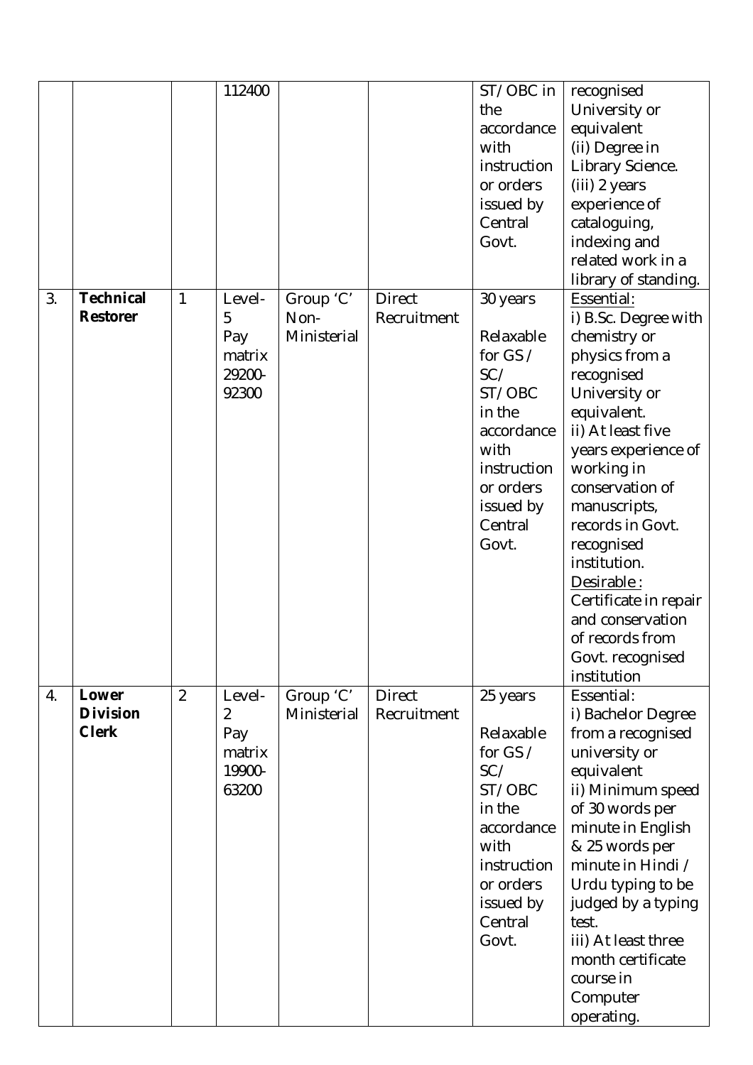| | | | | | | | |
|---|---|---|---|---|---|---|---|
| | | | 112400 | | | ST/ OBC in the accordance with instruction or orders issued by Central Govt. | recognised University or equivalent<br>(ii) Degree in Library Science.<br>(iii) 2 years experience of cataloguing, indexing and related work in a library of standing. |
| 3. | **Technical Restorer** | 1 | Level-5<br>Pay matrix 29200-92300 | Group 'C' Non-Ministerial | Direct Recruitment | 30 years<br><br>Relaxable for GS / SC/ ST/ OBC in the accordance with instruction or orders issued by Central Govt. | Essential:<br>i) B.Sc. Degree with chemistry or physics from a recognised University or equivalent.<br>ii) At least five years experience of working in conservation of manuscripts, records in Govt. recognised institution.<br>Desirable :<br>Certificate in repair and conservation of records from Govt. recognised institution |
| 4. | **Lower Division Clerk** | 2 | Level-2<br>Pay matrix 19900-63200 | Group 'C' Ministerial | Direct Recruitment | 25 years<br><br>Relaxable for GS / SC/ ST/ OBC in the accordance with instruction or orders issued by Central Govt. | Essential:<br>i) Bachelor Degree from a recognised university or equivalent<br>ii) Minimum speed of 30 words per minute in English & 25 words per minute in Hindi / Urdu typing to be judged by a typing test.<br>iii) At least three month certificate course in Computer operating. |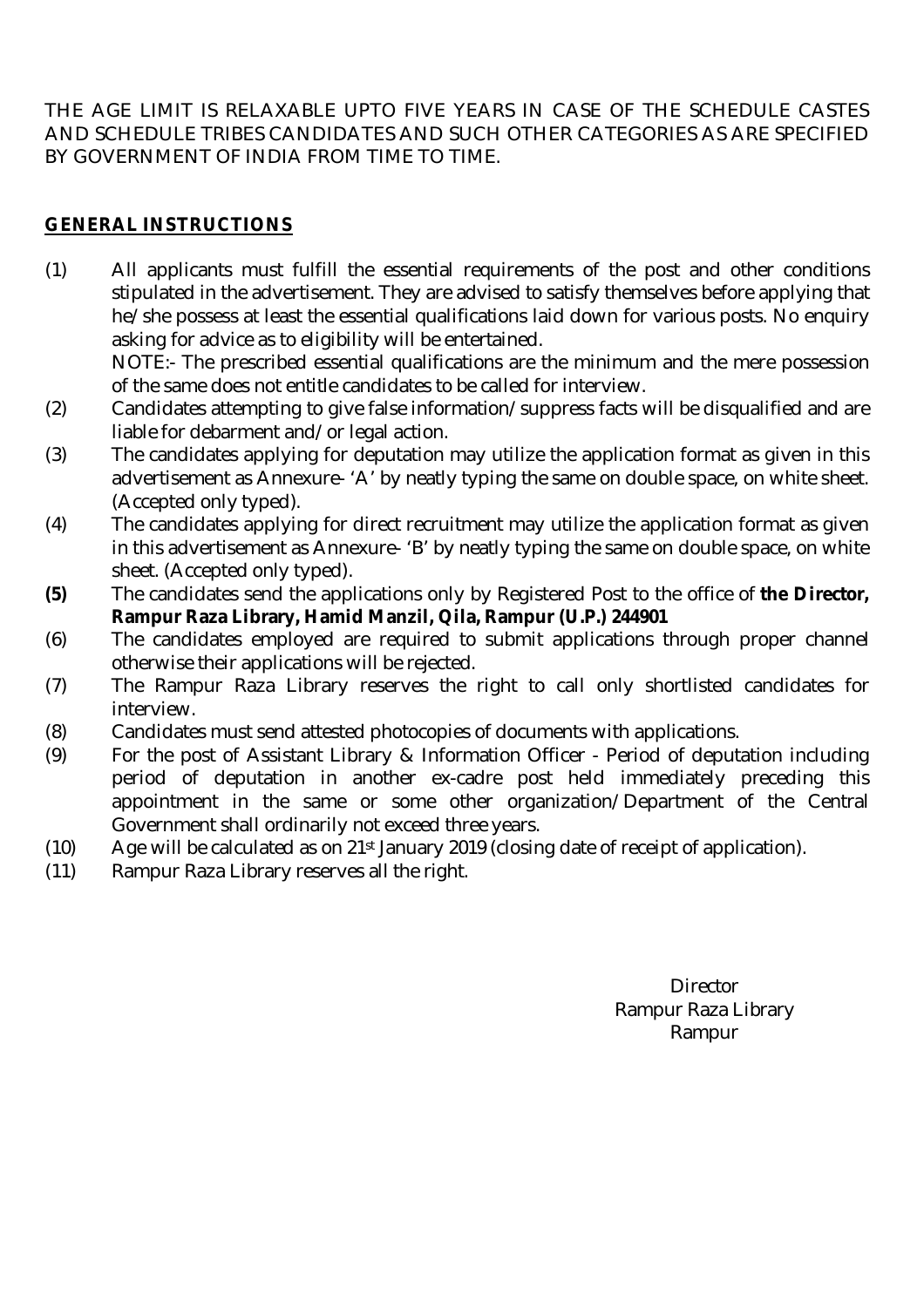THE AGE LIMIT IS RELAXABLE UPTO FIVE YEARS IN CASE OF THE SCHEDULE CASTES AND SCHEDULE TRIBES CANDIDATES AND SUCH OTHER CATEGORIES AS ARE SPECIFIED BY GOVERNMENT OF INDIA FROM TIME TO TIME.

## GENERAL INSTRUCTIONS

(1) All applicants must fulfill the essential requirements of the post and other conditions stipulated in the advertisement. They are advised to satisfy themselves before applying that he/she possess at least the essential qualifications laid down for various posts. No enquiry asking for advice as to eligibility will be entertained.
NOTE:- The prescribed essential qualifications are the minimum and the mere possession of the same does not entitle candidates to be called for interview.

(2) Candidates attempting to give false information/suppress facts will be disqualified and are liable for debarment and/or legal action.

(3) The candidates applying for deputation may utilize the application format as given in this advertisement as Annexure- 'A' by neatly typing the same on double space, on white sheet. (Accepted only typed).

(4) The candidates applying for direct recruitment may utilize the application format as given in this advertisement as Annexure- 'B' by neatly typing the same on double space, on white sheet. (Accepted only typed).

**(5)** The candidates send the applications only by Registered Post to the office of **the Director, Rampur Raza Library, Hamid Manzil, Qila, Rampur (U.P.) 244901**

(6) The candidates employed are required to submit applications through proper channel otherwise their applications will be rejected.

(7) The Rampur Raza Library reserves the right to call only shortlisted candidates for interview.

(8) Candidates must send attested photocopies of documents with applications.

(9) For the post of Assistant Library & Information Officer - Period of deputation including period of deputation in another ex-cadre post held immediately preceding this appointment in the same or some other organization/Department of the Central Government shall ordinarily not exceed three years.

(10) Age will be calculated as on 21st January 2019 (closing date of receipt of application).

(11) Rampur Raza Library reserves all the right.

Director
Rampur Raza Library
Rampur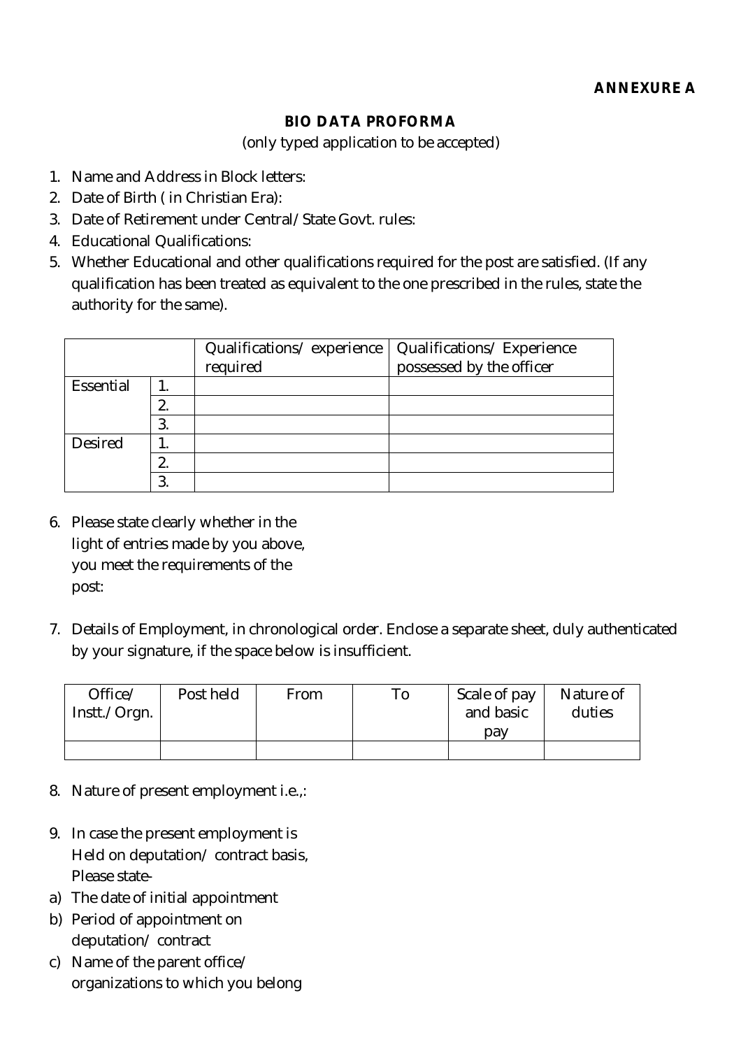**ANNEXURE A**

**BIO DATA PROFORMA**

(only typed application to be accepted)

1. Name and Address in Block letters:
2. Date of Birth ( in Christian Era):
3. Date of Retirement under Central/State Govt. rules:
4. Educational Qualifications:
5. Whether Educational and other qualifications required for the post are satisfied. (If any qualification has been treated as equivalent to the one prescribed in the rules, state the authority for the same).

| | | Qualifications/ experience required | Qualifications/ Experience possessed by the officer |
|---|---|---|---|
| Essential | 1. | | |
| | 2. | | |
| | 3. | | |
| Desired | 1. | | |
| | 2. | | |
| | 3. | | |

6. Please state clearly whether in the light of entries made by you above, you meet the requirements of the post:

7. Details of Employment, in chronological order. Enclose a separate sheet, duly authenticated by your signature, if the space below is insufficient.

| Office/ Instt./Orgn. | Post held | From | To | Scale of pay and basic pay | Nature of duties |
|---|---|---|---|---|---|
| | | | | | |

8. Nature of present employment i.e.,:

9. In case the present employment is Held on deputation/ contract basis, Please state-

a) The date of initial appointment
b) Period of appointment on deputation/ contract
c) Name of the parent office/ organizations to which you belong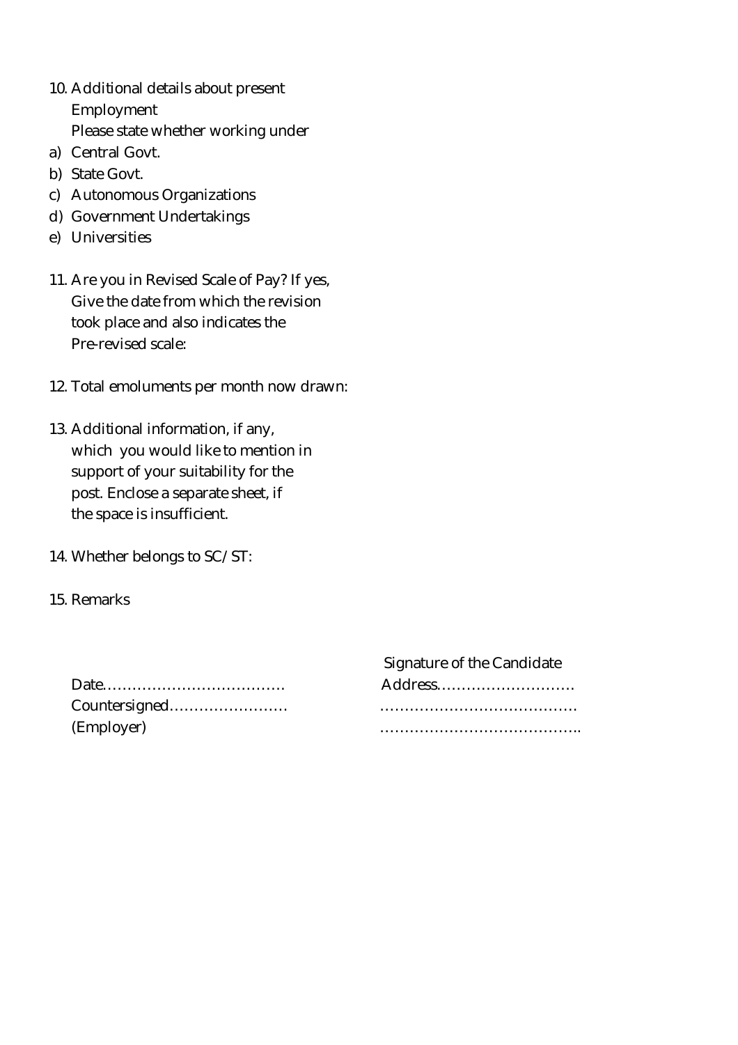10. Additional details about present Employment
    Please state whether working under
    a) Central Govt.
    b) State Govt.
    c) Autonomous Organizations
    d) Government Undertakings
    e) Universities

11. Are you in Revised Scale of Pay? If yes, Give the date from which the revision took place and also indicates the Pre-revised scale:

12. Total emoluments per month now drawn:

13. Additional information, if any, which you would like to mention in support of your suitability for the post. Enclose a separate sheet, if the space is insufficient.

14. Whether belongs to SC/ST:

15. Remarks

Signature of the Candidate

Date………………………………

Address………………………

Countersigned……………………

…………………………………

(Employer)

…………………………………..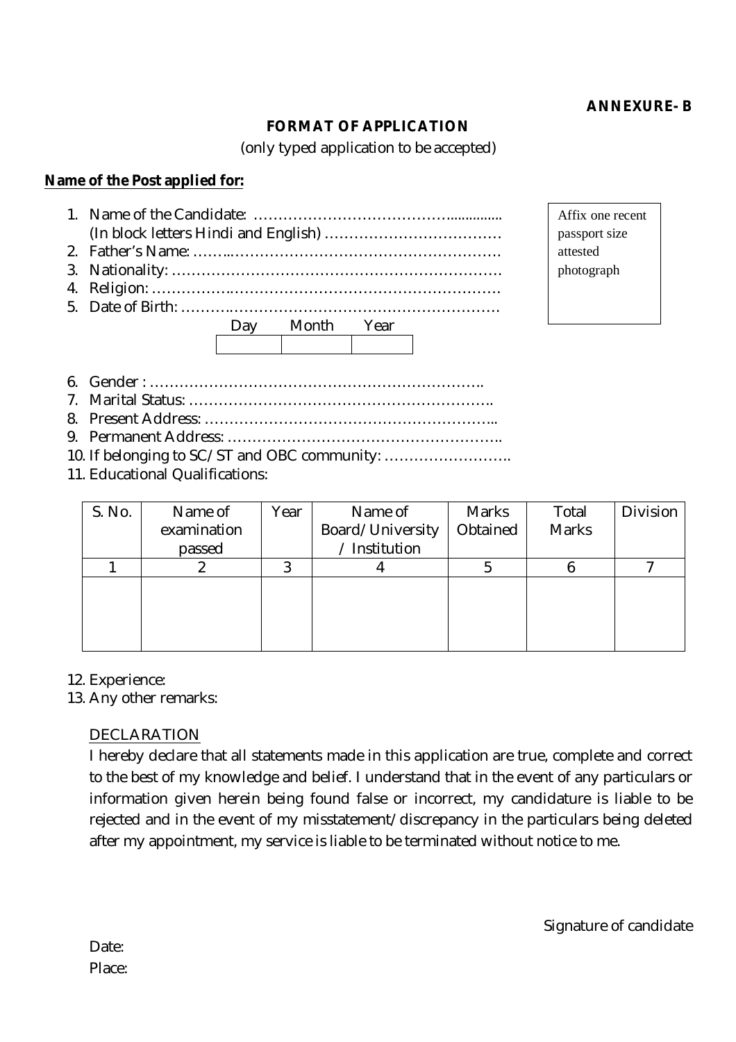**ANNEXURE- B**

**FORMAT OF APPLICATION**

(only typed application to be accepted)

**Name of the Post applied for:**

Affix one recent passport size attested photograph

1. Name of the Candidate: …………………………………..............
   (In block letters Hindi and English) ………………………………
2. Father's Name: ……..…………………………………………………
3. Nationality: ……………………………………………………………
4. Religion: ……………….………………………………………………
5. Date of Birth: ………..………………………………………………

| Day | Month | Year |
|---|---|---|
| | | |

6. Gender : ………………………………………………………….
7. Marital Status: …………………………………………………….
8. Present Address: …………………………………………………..
9. Permanent Address: ………………………………………………..
10. If belonging to SC/ST and OBC community: ……………………..
11. Educational Qualifications:

| S. No. | Name of examination passed | Year | Name of Board/University / Institution | Marks Obtained | Total Marks | Division |
|---|---|---|---|---|---|---|
| 1 | 2 | 3 | 4 | 5 | 6 | 7 |
| | | | | | | |

12. Experience:
13. Any other remarks:

DECLARATION

I hereby declare that all statements made in this application are true, complete and correct to the best of my knowledge and belief. I understand that in the event of any particulars or information given herein being found false or incorrect, my candidature is liable to be rejected and in the event of my misstatement/discrepancy in the particulars being deleted after my appointment, my service is liable to be terminated without notice to me.

Signature of candidate

Date:

Place: